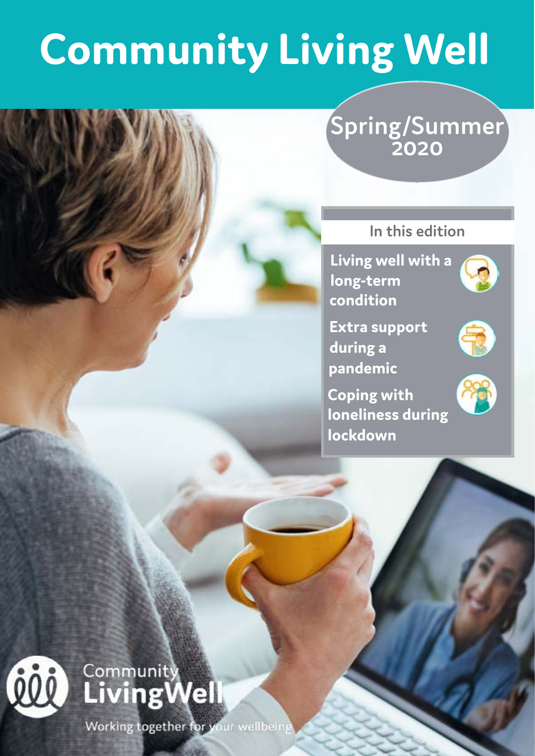# Community Living Well

Spring/Summer 2020

## In this edition

- Living well with a long-term condition
- Extra support during a pandemic
- Coping with loneliness during lockdown

Community LivingWell

Working together for your wellbeing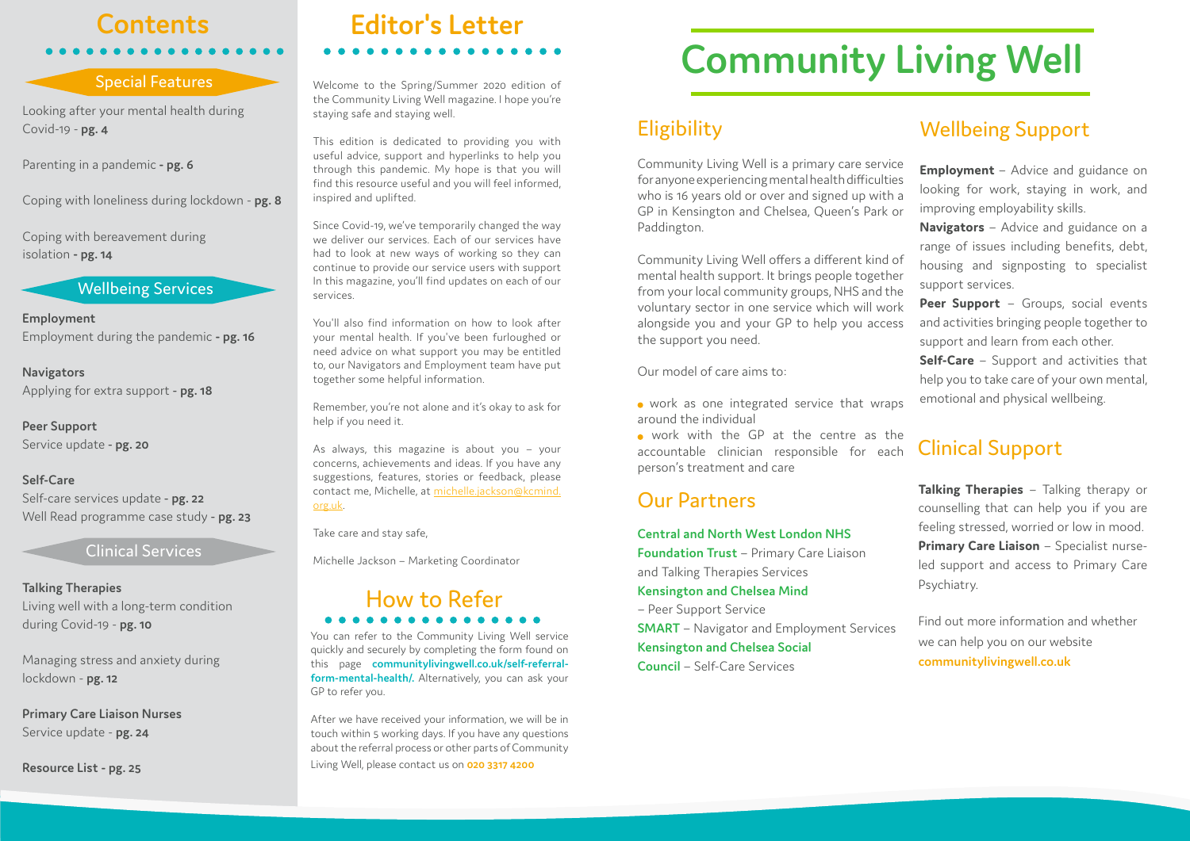# Contents

## Special Features

Looking after your mental health during Covid-19 - **pg. 4**

Parenting in a pandemic **- pg. 6**

Coping with loneliness during lockdown - **pg. 8**

Coping with bereavement during isolation **- pg. 14**

## Wellbeing Services

**Employment**
Employment during the pandemic **- pg. 16**

**Navigators**
Applying for extra support **- pg. 18**

**Peer Support**
Service update **- pg. 20**

**Self-Care**
Self-care services update **- pg. 22**
Well Read programme case study **- pg. 23**

## Clinical Services

**Talking Therapies**
Living well with a long-term condition during Covid-19 - **pg. 10**

Managing stress and anxiety during lockdown - **pg. 12**

**Primary Care Liaison Nurses**
Service update - **pg. 24**

**Resource List - pg. 25**

# Editor's Letter

Welcome to the Spring/Summer 2020 edition of the Community Living Well magazine. I hope you're staying safe and staying well.

This edition is dedicated to providing you with useful advice, support and hyperlinks to help you through this pandemic. My hope is that you will find this resource useful and you will feel informed, inspired and uplifted.

Since Covid-19, we've temporarily changed the way we deliver our services. Each of our services have had to look at new ways of working so they can continue to provide our service users with support In this magazine, you'll find updates on each of our services.

You'll also find information on how to look after your mental health. If you've been furloughed or need advice on what support you may be entitled to, our Navigators and Employment team have put together some helpful information.

Remember, you're not alone and it's okay to ask for help if you need it.

As always, this magazine is about you – your concerns, achievements and ideas. If you have any suggestions, features, stories or feedback, please contact me, Michelle, at michelle.jackson@kcmind.org.uk.

Take care and stay safe,

Michelle Jackson – Marketing Coordinator

# How to Refer

You can refer to the Community Living Well service quickly and securely by completing the form found on this page **communitylivingwell.co.uk/self-referral-form-mental-health/.** Alternatively, you can ask your GP to refer you.

After we have received your information, we will be in touch within 5 working days. If you have any questions about the referral process or other parts of Community Living Well, please contact us on **020 3317 4200**

# Community Living Well

## Eligibility

Community Living Well is a primary care service for anyone experiencing mental health difficulties who is 16 years old or over and signed up with a GP in Kensington and Chelsea, Queen's Park or Paddington.

Community Living Well offers a different kind of mental health support. It brings people together from your local community groups, NHS and the voluntary sector in one service which will work alongside you and your GP to help you access the support you need.

Our model of care aims to:

- work as one integrated service that wraps around the individual
- work with the GP at the centre as the accountable clinician responsible for each person's treatment and care

## Our Partners

**Central and North West London NHS Foundation Trust** – Primary Care Liaison and Talking Therapies Services
**Kensington and Chelsea Mind** – Peer Support Service
**SMART** – Navigator and Employment Services
**Kensington and Chelsea Social Council** – Self-Care Services

## Wellbeing Support

**Employment** – Advice and guidance on looking for work, staying in work, and improving employability skills.
**Navigators** – Advice and guidance on a range of issues including benefits, debt, housing and signposting to specialist support services.
**Peer Support** – Groups, social events and activities bringing people together to support and learn from each other.
**Self-Care** – Support and activities that help you to take care of your own mental, emotional and physical wellbeing.

## Clinical Support

**Talking Therapies** – Talking therapy or counselling that can help you if you are feeling stressed, worried or low in mood.
**Primary Care Liaison** – Specialist nurse-led support and access to Primary Care Psychiatry.

Find out more information and whether we can help you on our website **communitylivingwell.co.uk**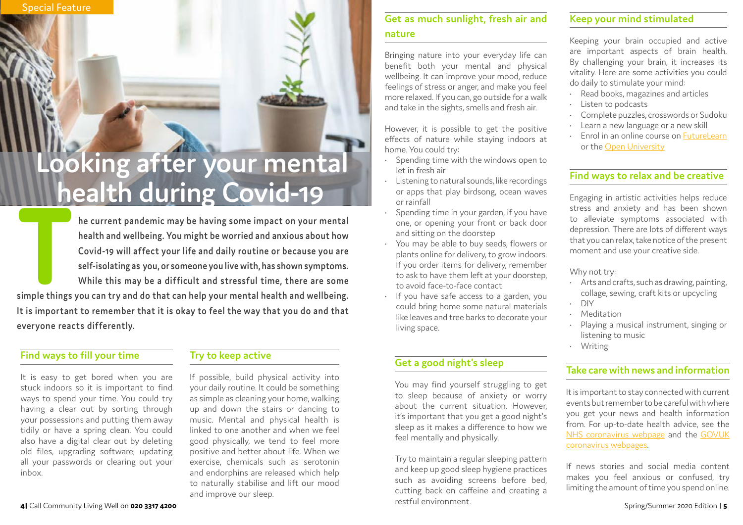Special Feature

# Looking after your mental health during Covid-19

**The current pandemic may be having some impact on your mental health and wellbeing. You might be worried and anxious about how Covid-19 will affect your life and daily routine or because you are self-isolating as you, or someone you live with, has shown symptoms. While this may be a difficult and stressful time, there are some simple things you can try and do that can help your mental health and wellbeing. It is important to remember that it is okay to feel the way that you do and that everyone reacts differently.**

## Find ways to fill your time

It is easy to get bored when you are stuck indoors so it is important to find ways to spend your time. You could try having a clear out by sorting through your possessions and putting them away tidily or have a spring clean. You could also have a digital clear out by deleting old files, upgrading software, updating all your passwords or clearing out your inbox.

## Try to keep active

If possible, build physical activity into your daily routine. It could be something as simple as cleaning your home, walking up and down the stairs or dancing to music. Mental and physical health is linked to one another and when we feel good physically, we tend to feel more positive and better about life. When we exercise, chemicals such as serotonin and endorphins are released which help to naturally stabilise and lift our mood and improve our sleep.

## Get as much sunlight, fresh air and nature

Bringing nature into your everyday life can benefit both your mental and physical wellbeing. It can improve your mood, reduce feelings of stress or anger, and make you feel more relaxed. If you can, go outside for a walk and take in the sights, smells and fresh air.

However, it is possible to get the positive effects of nature while staying indoors at home. You could try:

- Spending time with the windows open to let in fresh air
- Listening to natural sounds, like recordings or apps that play birdsong, ocean waves or rainfall
- Spending time in your garden, if you have one, or opening your front or back door and sitting on the doorstep
- You may be able to buy seeds, flowers or plants online for delivery, to grow indoors. If you order items for delivery, remember to ask to have them left at your doorstep, to avoid face-to-face contact
- If you have safe access to a garden, you could bring home some natural materials like leaves and tree barks to decorate your living space.

## Get a good night's sleep

You may find yourself struggling to get to sleep because of anxiety or worry about the current situation. However, it's important that you get a good night's sleep as it makes a difference to how we feel mentally and physically.

Try to maintain a regular sleeping pattern and keep up good sleep hygiene practices such as avoiding screens before bed, cutting back on caffeine and creating a restful environment.

## Keep your mind stimulated

Keeping your brain occupied and active are important aspects of brain health. By challenging your brain, it increases its vitality. Here are some activities you could do daily to stimulate your mind:

- Read books, magazines and articles
- Listen to podcasts
- Complete puzzles, crosswords or Sudoku
- Learn a new language or a new skill
- Enrol in an online course on FutureLearn or the Open University

## Find ways to relax and be creative

Engaging in artistic activities helps reduce stress and anxiety and has been shown to alleviate symptoms associated with depression. There are lots of different ways that you can relax, take notice of the present moment and use your creative side.

Why not try:

- Arts and crafts, such as drawing, painting, collage, sewing, craft kits or upcycling
- DIY
- Meditation
- Playing a musical instrument, singing or listening to music
- Writing

## Take care with news and information

It is important to stay connected with current events but remember to be careful with where you get your news and health information from. For up-to-date health advice, see the NHS coronavirus webpage and the GOV.UK coronavirus webpages.

If news stories and social media content makes you feel anxious or confused, try limiting the amount of time you spend online.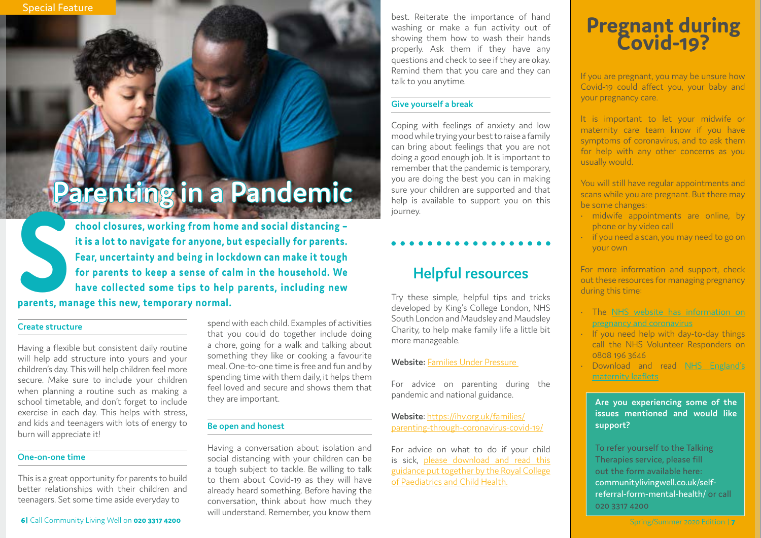Special Feature

# Parenting in a Pandemic

**School closures, working from home and social distancing – it is a lot to navigate for anyone, but especially for parents. Fear, uncertainty and being in lockdown can make it tough for parents to keep a sense of calm in the household. We have collected some tips to help parents, including new parents, manage this new, temporary normal.**

### Create structure

Having a flexible but consistent daily routine will help add structure into yours and your children's day. This will help children feel more secure. Make sure to include your children when planning a routine such as making a school timetable, and don't forget to include exercise in each day. This helps with stress, and kids and teenagers with lots of energy to burn will appreciate it!

### One-on-one time

This is a great opportunity for parents to build better relationships with their children and teenagers. Set some time aside everyday to spend with each child. Examples of activities that you could do together include doing a chore, going for a walk and talking about something they like or cooking a favourite meal. One-to-one time is free and fun and by spending time with them daily, it helps them feel loved and secure and shows them that they are important.

### Be open and honest

Having a conversation about isolation and social distancing with your children can be a tough subject to tackle. Be willing to talk to them about Covid-19 as they will have already heard something. Before having the conversation, think about how much they will understand. Remember, you know them best. Reiterate the importance of hand washing or make a fun activity out of showing them how to wash their hands properly. Ask them if they have any questions and check to see if they are okay. Remind them that you care and they can talk to you anytime.

### Give yourself a break

Coping with feelings of anxiety and low mood while trying your best to raise a family can bring about feelings that you are not doing a good enough job. It is important to remember that the pandemic is temporary, you are doing the best you can in making sure your children are supported and that help is available to support you on this journey.

## Helpful resources

Try these simple, helpful tips and tricks developed by King's College London, NHS South London and Maudsley and Maudsley Charity, to help make family life a little bit more manageable.

**Website:** Families Under Pressure

For advice on parenting during the pandemic and national guidance.

**Website**: https://ihv.org.uk/families/parenting-through-coronavirus-covid-19/

For advice on what to do if your child is sick, please download and read this guidance put together by the Royal College of Paediatrics and Child Health.

# Pregnant during Covid-19?

If you are pregnant, you may be unsure how Covid-19 could affect you, your baby and your pregnancy care.

It is important to let your midwife or maternity care team know if you have symptoms of coronavirus, and to ask them for help with any other concerns as you usually would.

You will still have regular appointments and scans while you are pregnant. But there may be some changes:

- midwife appointments are online, by phone or by video call
- if you need a scan, you may need to go on your own

For more information and support, check out these resources for managing pregnancy during this time:

- The NHS website has information on pregnancy and coronavirus
- If you need help with day-to-day things call the NHS Volunteer Responders on 0808 196 3646
- Download and read NHS England's maternity leaflets

**Are you experiencing some of the issues mentioned and would like support?**

To refer yourself to the Talking Therapies service, please fill out the form available here: communitylivingwell.co.uk/self-referral-form-mental-health/ or call 020 3317 4200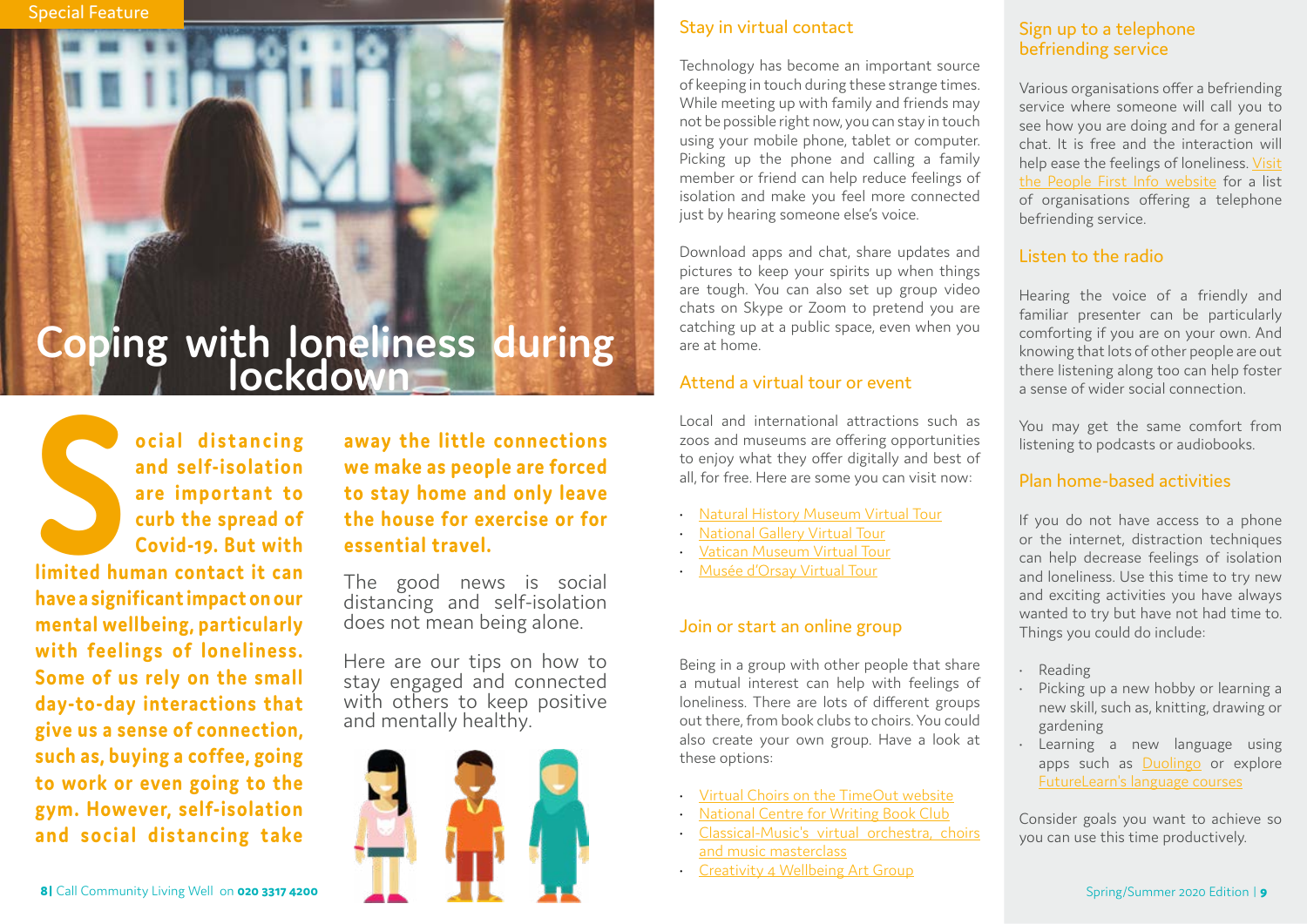# Coping with loneliness during lockdown

**Social distancing and self-isolation are important to curb the spread of Covid-19. But with limited human contact it can have a significant impact on our mental wellbeing, particularly with feelings of loneliness. Some of us rely on the small day-to-day interactions that give us a sense of connection, such as, buying a coffee, going to work or even going to the gym. However, self-isolation and social distancing take away the little connections we make as people are forced to stay home and only leave the house for exercise or for essential travel.**

The good news is social distancing and self-isolation does not mean being alone.

Here are our tips on how to stay engaged and connected with others to keep positive and mentally healthy.

## Stay in virtual contact

Technology has become an important source of keeping in touch during these strange times. While meeting up with family and friends may not be possible right now, you can stay in touch using your mobile phone, tablet or computer. Picking up the phone and calling a family member or friend can help reduce feelings of isolation and make you feel more connected just by hearing someone else's voice.

Download apps and chat, share updates and pictures to keep your spirits up when things are tough. You can also set up group video chats on Skype or Zoom to pretend you are catching up at a public space, even when you are at home.

## Attend a virtual tour or event

Local and international attractions such as zoos and museums are offering opportunities to enjoy what they offer digitally and best of all, for free. Here are some you can visit now:

- Natural History Museum Virtual Tour
- National Gallery Virtual Tour
- Vatican Museum Virtual Tour
- Musée d'Orsay Virtual Tour

## Join or start an online group

Being in a group with other people that share a mutual interest can help with feelings of loneliness. There are lots of different groups out there, from book clubs to choirs. You could also create your own group. Have a look at these options:

- Virtual Choirs on the TimeOut website
- National Centre for Writing Book Club
- Classical-Music's virtual orchestra, choirs and music masterclass
- Creativity 4 Wellbeing Art Group

## Sign up to a telephone befriending service

Various organisations offer a befriending service where someone will call you to see how you are doing and for a general chat. It is free and the interaction will help ease the feelings of loneliness. Visit the People First Info website for a list of organisations offering a telephone befriending service.

## Listen to the radio

Hearing the voice of a friendly and familiar presenter can be particularly comforting if you are on your own. And knowing that lots of other people are out there listening along too can help foster a sense of wider social connection.

You may get the same comfort from listening to podcasts or audiobooks.

## Plan home-based activities

If you do not have access to a phone or the internet, distraction techniques can help decrease feelings of isolation and loneliness. Use this time to try new and exciting activities you have always wanted to try but have not had time to. Things you could do include:

- Reading
- Picking up a new hobby or learning a new skill, such as, knitting, drawing or gardening
- Learning a new language using apps such as Duolingo or explore FutureLearn's language courses

Consider goals you want to achieve so you can use this time productively.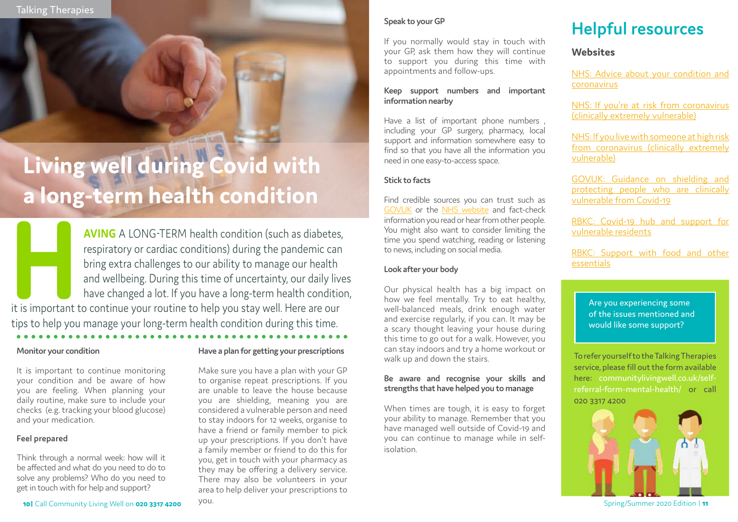# Living well during Covid with a long-term health condition

**HAVING** A LONG-TERM health condition (such as diabetes, respiratory or cardiac conditions) during the pandemic can bring extra challenges to our ability to manage our health and wellbeing. During this time of uncertainty, our daily lives have changed a lot. If you have a long-term health condition, it is important to continue your routine to help you stay well. Here are our tips to help you manage your long-term health condition during this time.

### Monitor your condition

It is important to continue monitoring your condition and be aware of how you are feeling. When planning your daily routine, make sure to include your checks (e.g. tracking your blood glucose) and your medication.

### Feel prepared

Think through a normal week: how will it be affected and what do you need to do to solve any problems? Who do you need to get in touch with for help and support?

### Have a plan for getting your prescriptions

Make sure you have a plan with your GP to organise repeat prescriptions. If you are unable to leave the house because you are shielding, meaning you are considered a vulnerable person and need to stay indoors for 12 weeks, organise to have a friend or family member to pick up your prescriptions. If you don't have a family member or friend to do this for you, get in touch with your pharmacy as they may be offering a delivery service. There may also be volunteers in your area to help deliver your prescriptions to you.

### Speak to your GP

If you normally would stay in touch with your GP, ask them how they will continue to support you during this time with appointments and follow-ups.

### Keep support numbers and important information nearby

Have a list of important phone numbers , including your GP surgery, pharmacy, local support and information somewhere easy to find so that you have all the information you need in one easy-to-access space.

### Stick to facts

Find credible sources you can trust such as GOV.UK or the NHS website and fact-check information you read or hear from other people. You might also want to consider limiting the time you spend watching, reading or listening to news, including on social media.

### Look after your body

Our physical health has a big impact on how we feel mentally. Try to eat healthy, well-balanced meals, drink enough water and exercise regularly, if you can. It may be a scary thought leaving your house during this time to go out for a walk. However, you can stay indoors and try a home workout or walk up and down the stairs.

### Be aware and recognise your skills and strengths that have helped you to manage

When times are tough, it is easy to forget your ability to manage. Remember that you have managed well outside of Covid-19 and you can continue to manage while in self-isolation.

## Helpful resources

### Websites

NHS: Advice about your condition and coronavirus

NHS: If you're at risk from coronavirus (clinically extremely vulnerable)

NHS: If you live with someone at high risk from coronavirus (clinically extremely vulnerable)

GOV.UK: Guidance on shielding and protecting people who are clinically vulnerable from Covid-19

RBKC: Covid-19 hub and support for vulnerable residents

RBKC: Support with food and other essentials

Are you experiencing some of the issues mentioned and would like some support?

To refer yourself to the Talking Therapies service, please fill out the form available here: communitylivingwell.co.uk/self-referral-form-mental-health/ or call 020 3317 4200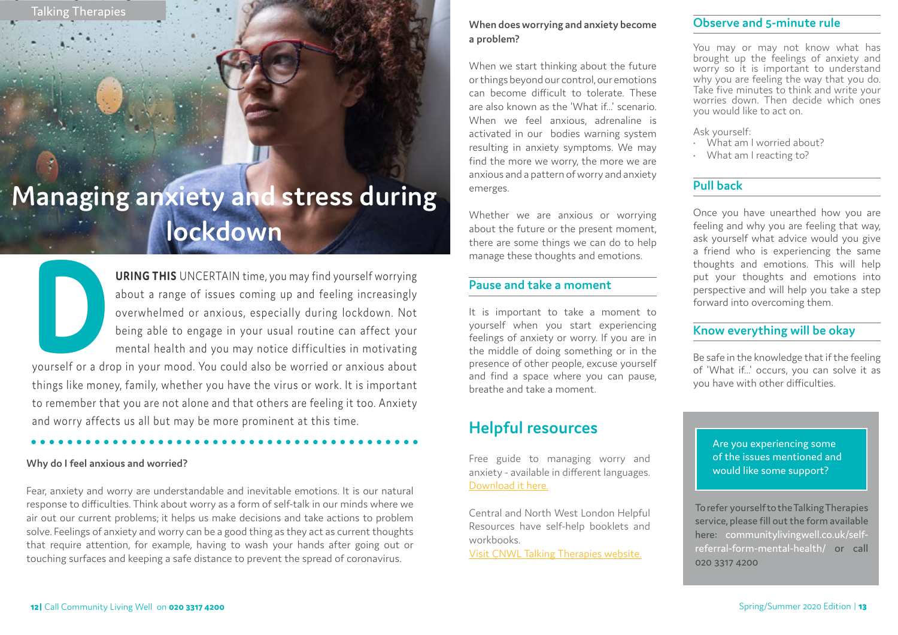Talking Therapies

# Managing anxiety and stress during lockdown

**DURING THIS** UNCERTAIN time, you may find yourself worrying about a range of issues coming up and feeling increasingly overwhelmed or anxious, especially during lockdown. Not being able to engage in your usual routine can affect your mental health and you may notice difficulties in motivating yourself or a drop in your mood. You could also be worried or anxious about things like money, family, whether you have the virus or work. It is important to remember that you are not alone and that others are feeling it too. Anxiety and worry affects us all but may be more prominent at this time.

**Why do I feel anxious and worried?**

Fear, anxiety and worry are understandable and inevitable emotions. It is our natural response to difficulties. Think about worry as a form of self-talk in our minds where we air out our current problems; it helps us make decisions and take actions to problem solve. Feelings of anxiety and worry can be a good thing as they act as current thoughts that require attention, for example, having to wash your hands after going out or touching surfaces and keeping a safe distance to prevent the spread of coronavirus.

**When does worrying and anxiety become a problem?**

When we start thinking about the future or things beyond our control, our emotions can become difficult to tolerate. These are also known as the 'What if...' scenario. When we feel anxious, adrenaline is activated in our bodies warning system resulting in anxiety symptoms. We may find the more we worry, the more we are anxious and a pattern of worry and anxiety emerges.

Whether we are anxious or worrying about the future or the present moment, there are some things we can do to help manage these thoughts and emotions.

### Pause and take a moment

It is important to take a moment to yourself when you start experiencing feelings of anxiety or worry. If you are in the middle of doing something or in the presence of other people, excuse yourself and find a space where you can pause, breathe and take a moment.

## Helpful resources

Free guide to managing worry and anxiety - available in different languages. Download it here.

Central and North West London Helpful Resources have self-help booklets and workbooks.
Visit CNWL Talking Therapies website.

### Observe and 5-minute rule

You may or may not know what has brought up the feelings of anxiety and worry so it is important to understand why you are feeling the way that you do. Take five minutes to think and write your worries down. Then decide which ones you would like to act on.

Ask yourself:

- What am I worried about?
- What am I reacting to?

### Pull back

Once you have unearthed how you are feeling and why you are feeling that way, ask yourself what advice would you give a friend who is experiencing the same thoughts and emotions. This will help put your thoughts and emotions into perspective and will help you take a step forward into overcoming them.

### Know everything will be okay

Be safe in the knowledge that if the feeling of 'What if...' occurs, you can solve it as you have with other difficulties.

Are you experiencing some of the issues mentioned and would like some support?

To refer yourself to the Talking Therapies service, please fill out the form available here: communitylivingwell.co.uk/self-referral-form-mental-health/ or call 020 3317 4200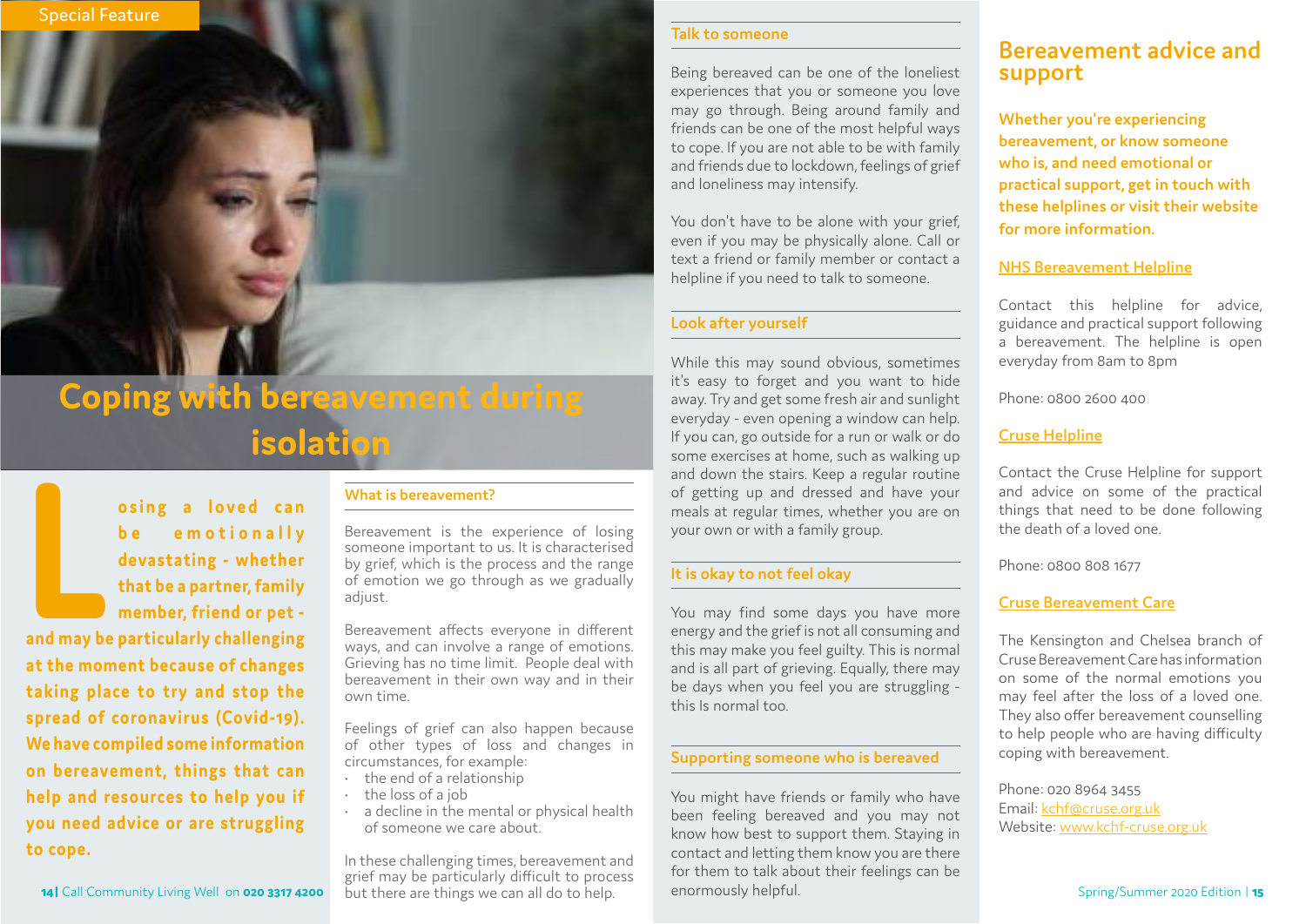Special Feature

# Coping with bereavement during isolation

**Losing a loved can be emotionally devastating - whether that be a partner, family member, friend or pet - and may be particularly challenging at the moment because of changes taking place to try and stop the spread of coronavirus (Covid-19). We have compiled some information on bereavement, things that can help and resources to help you if you need advice or are struggling to cope.**

## What is bereavement?

Bereavement is the experience of losing someone important to us. It is characterised by grief, which is the process and the range of emotion we go through as we gradually adjust.

Bereavement affects everyone in different ways, and can involve a range of emotions. Grieving has no time limit. People deal with bereavement in their own way and in their own time.

Feelings of grief can also happen because of other types of loss and changes in circumstances, for example:

- the end of a relationship
- the loss of a job
- a decline in the mental or physical health of someone we care about.

In these challenging times, bereavement and grief may be particularly difficult to process but there are things we can all do to help.

## Talk to someone

Being bereaved can be one of the loneliest experiences that you or someone you love may go through. Being around family and friends can be one of the most helpful ways to cope. If you are not able to be with family and friends due to lockdown, feelings of grief and loneliness may intensify.

You don't have to be alone with your grief, even if you may be physically alone. Call or text a friend or family member or contact a helpline if you need to talk to someone.

## Look after yourself

While this may sound obvious, sometimes it's easy to forget and you want to hide away. Try and get some fresh air and sunlight everyday - even opening a window can help. If you can, go outside for a run or walk or do some exercises at home, such as walking up and down the stairs. Keep a regular routine of getting up and dressed and have your meals at regular times, whether you are on your own or with a family group.

## It is okay to not feel okay

You may find some days you have more energy and the grief is not all consuming and this may make you feel guilty. This is normal and is all part of grieving. Equally, there may be days when you feel you are struggling - this Is normal too.

## Supporting someone who is bereaved

You might have friends or family who have been feeling bereaved and you may not know how best to support them. Staying in contact and letting them know you are there for them to talk about their feelings can be enormously helpful.

# Bereavement advice and support

**Whether you're experiencing bereavement, or know someone who is, and need emotional or practical support, get in touch with these helplines or visit their website for more information.**

### NHS Bereavement Helpline

Contact this helpline for advice, guidance and practical support following a bereavement. The helpline is open everyday from 8am to 8pm

Phone: 0800 2600 400

### Cruse Helpline

Contact the Cruse Helpline for support and advice on some of the practical things that need to be done following the death of a loved one.

Phone: 0800 808 1677

### Cruse Bereavement Care

The Kensington and Chelsea branch of Cruse Bereavement Care has information on some of the normal emotions you may feel after the loss of a loved one. They also offer bereavement counselling to help people who are having difficulty coping with bereavement.

Phone: 020 8964 3455
Email: kchf@cruse.org.uk
Website: www.kchf-cruse.org.uk

Call Community Living Well on **020 3317 4200**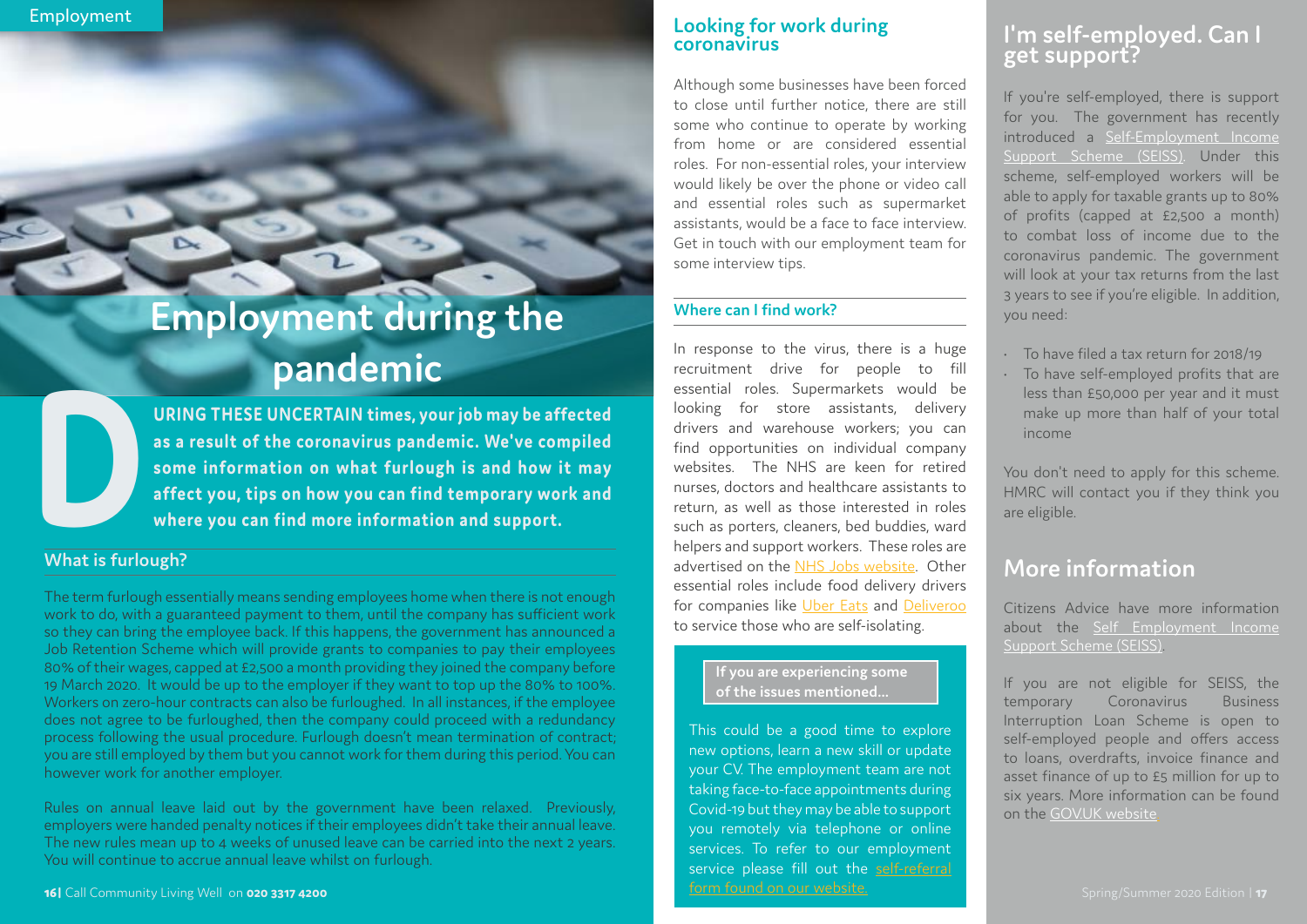# Employment during the pandemic

**DURING THESE UNCERTAIN times, your job may be affected as a result of the coronavirus pandemic. We've compiled some information on what furlough is and how it may affect you, tips on how you can find temporary work and where you can find more information and support.**

## What is furlough?

The term furlough essentially means sending employees home when there is not enough work to do, with a guaranteed payment to them, until the company has sufficient work so they can bring the employee back. If this happens, the government has announced a Job Retention Scheme which will provide grants to companies to pay their employees 80% of their wages, capped at £2,500 a month providing they joined the company before 19 March 2020. It would be up to the employer if they want to top up the 80% to 100%. Workers on zero-hour contracts can also be furloughed. In all instances, if the employee does not agree to be furloughed, then the company could proceed with a redundancy process following the usual procedure. Furlough doesn't mean termination of contract; you are still employed by them but you cannot work for them during this period. You can however work for another employer.

Rules on annual leave laid out by the government have been relaxed. Previously, employers were handed penalty notices if their employees didn't take their annual leave. The new rules mean up to 4 weeks of unused leave can be carried into the next 2 years. You will continue to accrue annual leave whilst on furlough.

## Looking for work during coronavirus

Although some businesses have been forced to close until further notice, there are still some who continue to operate by working from home or are considered essential roles. For non-essential roles, your interview would likely be over the phone or video call and essential roles such as supermarket assistants, would be a face to face interview. Get in touch with our employment team for some interview tips.

### Where can I find work?

In response to the virus, there is a huge recruitment drive for people to fill essential roles. Supermarkets would be looking for store assistants, delivery drivers and warehouse workers; you can find opportunities on individual company websites. The NHS are keen for retired nurses, doctors and healthcare assistants to return, as well as those interested in roles such as porters, cleaners, bed buddies, ward helpers and support workers. These roles are advertised on the NHS Jobs website. Other essential roles include food delivery drivers for companies like Uber Eats and Deliveroo to service those who are self-isolating.

**If you are experiencing some of the issues mentioned...**

This could be a good time to explore new options, learn a new skill or update your CV. The employment team are not taking face-to-face appointments during Covid-19 but they may be able to support you remotely via telephone or online services. To refer to our employment service please fill out the self-referral form found on our website.

## I'm self-employed. Can I get support?

If you're self-employed, there is support for you. The government has recently introduced a Self-Employment Income Support Scheme (SEISS). Under this scheme, self-employed workers will be able to apply for taxable grants up to 80% of profits (capped at £2,500 a month) to combat loss of income due to the coronavirus pandemic. The government will look at your tax returns from the last 3 years to see if you're eligible. In addition, you need:

- To have filed a tax return for 2018/19
- To have self-employed profits that are less than £50,000 per year and it must make up more than half of your total income

You don't need to apply for this scheme. HMRC will contact you if they think you are eligible.

## More information

Citizens Advice have more information about the Self Employment Income Support Scheme (SEISS).

If you are not eligible for SEISS, the temporary Coronavirus Business Interruption Loan Scheme is open to self-employed people and offers access to loans, overdrafts, invoice finance and asset finance of up to £5 million for up to six years. More information can be found on the GOV.UK website.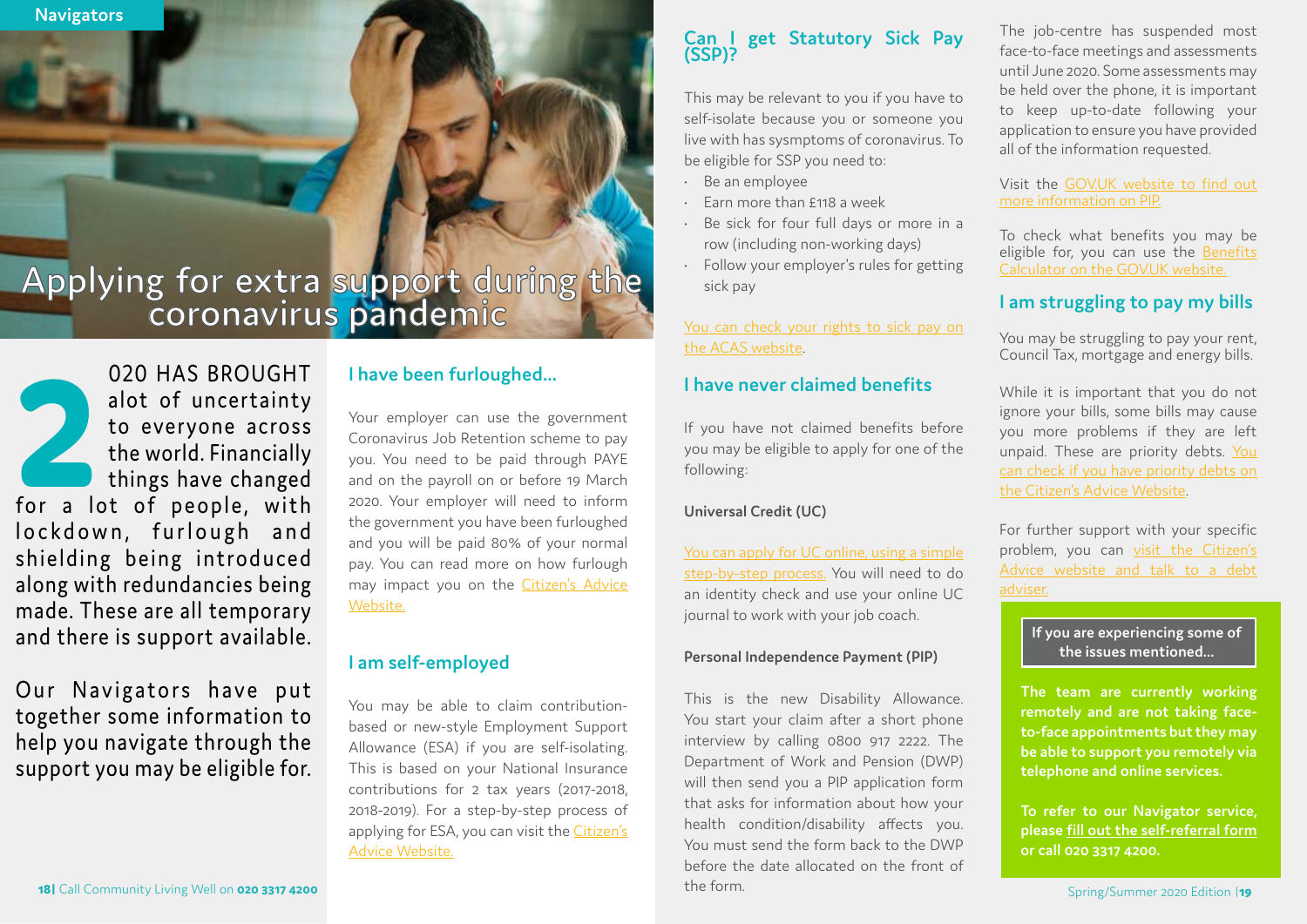# Applying for extra support during the coronavirus pandemic

2020 HAS BROUGHT alot of uncertainty to everyone across the world. Financially things have changed for a lot of people, with lockdown, furlough and shielding being introduced along with redundancies being made. These are all temporary and there is support available.

Our Navigators have put together some information to help you navigate through the support you may be eligible for.

## I have been furloughed...

Your employer can use the government Coronavirus Job Retention scheme to pay you. You need to be paid through PAYE and on the payroll on or before 19 March 2020. Your employer will need to inform the government you have been furloughed and you will be paid 80% of your normal pay. You can read more on how furlough may impact you on the Citizen's Advice Website.

## I am self-employed

You may be able to claim contribution-based or new-style Employment Support Allowance (ESA) if you are self-isolating. This is based on your National Insurance contributions for 2 tax years (2017-2018, 2018-2019). For a step-by-step process of applying for ESA, you can visit the Citizen's Advice Website.

## Can I get Statutory Sick Pay (SSP)?

This may be relevant to you if you have to self-isolate because you or someone you live with has sysmptoms of coronavirus. To be eligible for SSP you need to:

- Be an employee
- Earn more than £118 a week
- Be sick for four full days or more in a row (including non-working days)
- Follow your employer's rules for getting sick pay

You can check your rights to sick pay on the ACAS website.

## I have never claimed benefits

If you have not claimed benefits before you may be eligible to apply for one of the following:

**Universal Credit (UC)**

You can apply for UC online, using a simple step-by-step process. You will need to do an identity check and use your online UC journal to work with your job coach.

**Personal Independence Payment (PIP)**

This is the new Disability Allowance. You start your claim after a short phone interview by calling 0800 917 2222. The Department of Work and Pension (DWP) will then send you a PIP application form that asks for information about how your health condition/disability affects you. You must send the form back to the DWP before the date allocated on the front of the form.

The job-centre has suspended most face-to-face meetings and assessments until June 2020. Some assessments may be held over the phone, it is important to keep up-to-date following your application to ensure you have provided all of the information requested.

Visit the GOV.UK website to find out more information on PIP.

To check what benefits you may be eligible for, you can use the Benefits Calculator on the GOV.UK website.

## I am struggling to pay my bills

You may be struggling to pay your rent, Council Tax, mortgage and energy bills.

While it is important that you do not ignore your bills, some bills may cause you more problems if they are left unpaid. These are priority debts. You can check if you have priority debts on the Citizen's Advice Website.

For further support with your specific problem, you can visit the Citizen's Advice website and talk to a debt adviser.

**If you are experiencing some of the issues mentioned...**

**The team are currently working remotely and are not taking face-to-face appointments but they may be able to support you remotely via telephone and online services.**

**To refer to our Navigator service, please fill out the self-referral form or call 020 3317 4200.**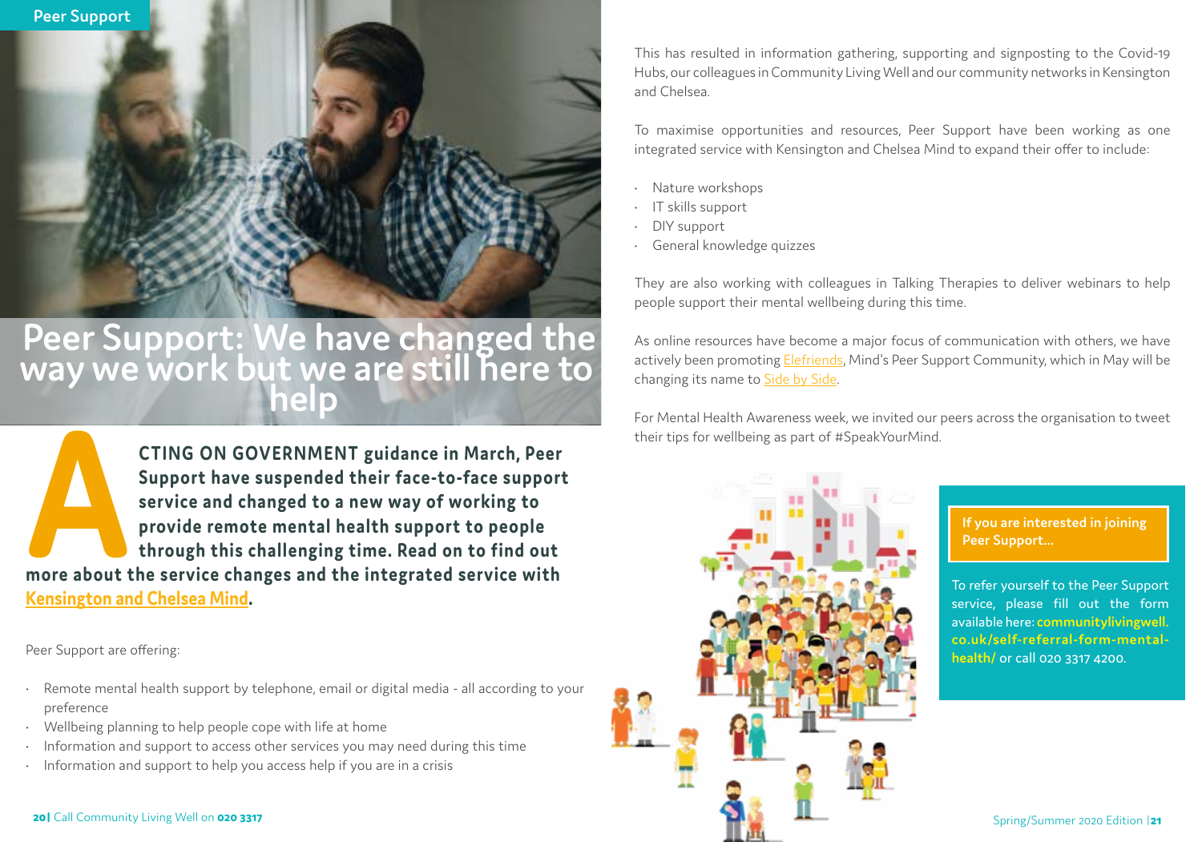Peer Support

# Peer Support: We have changed the way we work but we are still here to help

**ACTING ON GOVERNMENT guidance in March, Peer Support have suspended their face-to-face support service and changed to a new way of working to provide remote mental health support to people through this challenging time. Read on to find out more about the service changes and the integrated service with Kensington and Chelsea Mind.**

Peer Support are offering:

- Remote mental health support by telephone, email or digital media - all according to your preference
- Wellbeing planning to help people cope with life at home
- Information and support to access other services you may need during this time
- Information and support to help you access help if you are in a crisis

This has resulted in information gathering, supporting and signposting to the Covid-19 Hubs, our colleagues in Community Living Well and our community networks in Kensington and Chelsea.

To maximise opportunities and resources, Peer Support have been working as one integrated service with Kensington and Chelsea Mind to expand their offer to include:

- Nature workshops
- IT skills support
- DIY support
- General knowledge quizzes

They are also working with colleagues in Talking Therapies to deliver webinars to help people support their mental wellbeing during this time.

As online resources have become a major focus of communication with others, we have actively been promoting Elefriends, Mind's Peer Support Community, which in May will be changing its name to Side by Side.

For Mental Health Awareness week, we invited our peers across the organisation to tweet their tips for wellbeing as part of #SpeakYourMind.

**If you are interested in joining Peer Support...**

To refer yourself to the Peer Support service, please fill out the form available here: **communitylivingwell.co.uk/self-referral-form-mental-health/** or call 020 3317 4200.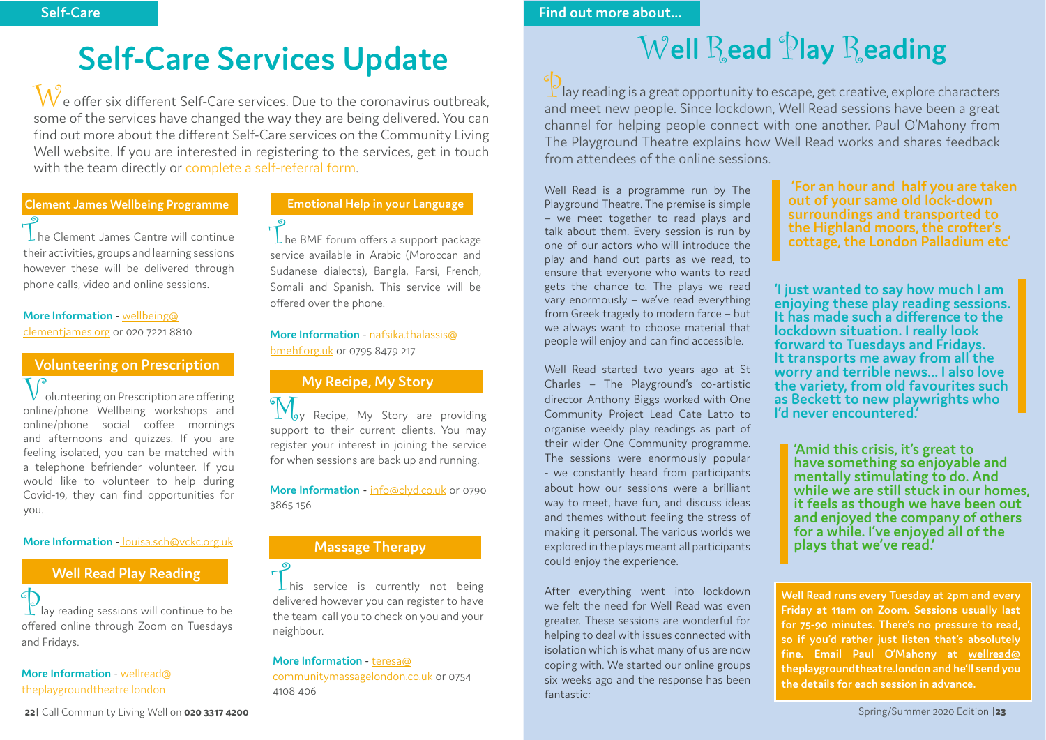# Self-Care Services Update

We offer six different Self-Care services. Due to the coronavirus outbreak, some of the services have changed the way they are being delivered. You can find out more about the different Self-Care services on the Community Living Well website. If you are interested in registering to the services, get in touch with the team directly or complete a self-referral form.

### Clement James Wellbeing Programme

The Clement James Centre will continue their activities, groups and learning sessions however these will be delivered through phone calls, video and online sessions.

**More Information** - wellbeing@clementjames.org or 020 7221 8810

### Volunteering on Prescription

Volunteering on Prescription are offering online/phone Wellbeing workshops and online/phone social coffee mornings and afternoons and quizzes. If you are feeling isolated, you can be matched with a telephone befriender volunteer. If you would like to volunteer to help during Covid-19, they can find opportunities for you.

**More Information** - louisa.sch@vckc.org.uk

### Well Read Play Reading

Play reading sessions will continue to be offered online through Zoom on Tuesdays and Fridays.

**More Information** - wellread@theplaygroundtheatre.london

### Emotional Help in your Language

The BME forum offers a support package service available in Arabic (Moroccan and Sudanese dialects), Bangla, Farsi, French, Somali and Spanish. This service will be offered over the phone.

**More Information** - nafsika.thalassis@bmehf.org.uk or 0795 8479 217

### My Recipe, My Story

My Recipe, My Story are providing support to their current clients. You may register your interest in joining the service for when sessions are back up and running.

**More Information** - info@clyd.co.uk or 0790 3865 156

### Massage Therapy

This service is currently not being delivered however you can register to have the team call you to check on you and your neighbour.

**More Information** - teresa@communitymassagelondon.co.uk or 0754 4108 406

Call Community Living Well on **020 3317 4200**

# Well Read Play Reading

Play reading is a great opportunity to escape, get creative, explore characters and meet new people. Since lockdown, Well Read sessions have been a great channel for helping people connect with one another. Paul O'Mahony from The Playground Theatre explains how Well Read works and shares feedback from attendees of the online sessions.

Well Read is a programme run by The Playground Theatre. The premise is simple – we meet together to read plays and talk about them. Every session is run by one of our actors who will introduce the play and hand out parts as we read, to ensure that everyone who wants to read gets the chance to. The plays we read vary enormously – we've read everything from Greek tragedy to modern farce – but we always want to choose material that people will enjoy and can find accessible.

Well Read started two years ago at St Charles – The Playground's co-artistic director Anthony Biggs worked with One Community Project Lead Cate Latto to organise weekly play readings as part of their wider One Community programme. The sessions were enormously popular - we constantly heard from participants about how our sessions were a brilliant way to meet, have fun, and discuss ideas and themes without feeling the stress of making it personal. The various worlds we explored in the plays meant all participants could enjoy the experience.

After everything went into lockdown we felt the need for Well Read was even greater. These sessions are wonderful for helping to deal with issues connected with isolation which is what many of us are now coping with. We started our online groups six weeks ago and the response has been fantastic:

> **'For an hour and half you are taken out of your same old lock-down surroundings and transported to the Highland moors, the crofter's cottage, the London Palladium etc'**

> **'I just wanted to say how much I am enjoying these play reading sessions. It has made such a difference to the lockdown situation. I really look forward to Tuesdays and Fridays. It transports me away from all the worry and terrible news... I also love the variety, from old favourites such as Beckett to new playwrights who I'd never encountered.'**

> **'Amid this crisis, it's great to have something so enjoyable and mentally stimulating to do. And while we are still stuck in our homes, it feels as though we have been out and enjoyed the company of others for a while. I've enjoyed all of the plays that we've read.'**

**Well Read runs every Tuesday at 2pm and every Friday at 11am on Zoom. Sessions usually last for 75-90 minutes. There's no pressure to read, so if you'd rather just listen that's absolutely fine. Email Paul O'Mahony at wellread@theplaygroundtheatre.london and he'll send you the details for each session in advance.**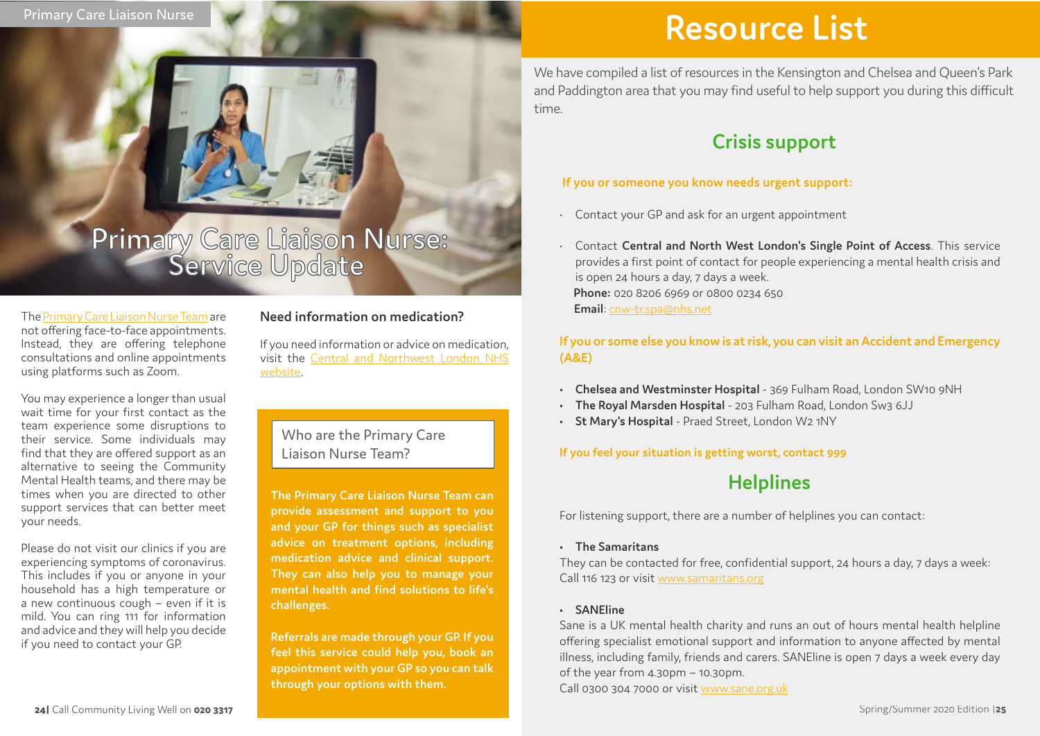# Primary Care Liaison Nurse: Service Update

The Primary Care Liaison Nurse Team are not offering face-to-face appointments. Instead, they are offering telephone consultations and online appointments using platforms such as Zoom.

You may experience a longer than usual wait time for your first contact as the team experience some disruptions to their service. Some individuals may find that they are offered support as an alternative to seeing the Community Mental Health teams, and there may be times when you are directed to other support services that can better meet your needs.

Please do not visit our clinics if you are experiencing symptoms of coronavirus. This includes if you or anyone in your household has a high temperature or a new continuous cough – even if it is mild. You can ring 111 for information and advice and they will help you decide if you need to contact your GP.

### Need information on medication?

If you need information or advice on medication, visit the Central and Northwest London NHS website.

### Who are the Primary Care Liaison Nurse Team?

**The Primary Care Liaison Nurse Team can provide assessment and support to you and your GP for things such as specialist advice on treatment options, including medication advice and clinical support. They can also help you to manage your mental health and find solutions to life's challenges.**

**Referrals are made through your GP. If you feel this service could help you, book an appointment with your GP so you can talk through your options with them.**

# Resource List

We have compiled a list of resources in the Kensington and Chelsea and Queen's Park and Paddington area that you may find useful to help support you during this difficult time.

## Crisis support

**If you or someone you know needs urgent support:**

- Contact your GP and ask for an urgent appointment
- Contact **Central and North West London's Single Point of Access**. This service provides a first point of contact for people experiencing a mental health crisis and is open 24 hours a day, 7 days a week.
  **Phone:** 020 8206 6969 or 0800 0234 650
  **Email**: cnw-tr.spa@nhs.net

**If you or some else you know is at risk, you can visit an Accident and Emergency (A&E)**

- **Chelsea and Westminster Hospital** - 369 Fulham Road, London SW10 9NH
- **The Royal Marsden Hospital** - 203 Fulham Road, London Sw3 6JJ
- **St Mary's Hospital** - Praed Street, London W2 1NY

**If you feel your situation is getting worst, contact 999**

## Helplines

For listening support, there are a number of helplines you can contact:

- **The Samaritans**

They can be contacted for free, confidential support, 24 hours a day, 7 days a week: Call 116 123 or visit www.samaritans.org

- **SANEline**

Sane is a UK mental health charity and runs an out of hours mental health helpline offering specialist emotional support and information to anyone affected by mental illness, including family, friends and carers. SANEline is open 7 days a week every day of the year from 4.30pm – 10.30pm.
Call 0300 304 7000 or visit www.sane.org.uk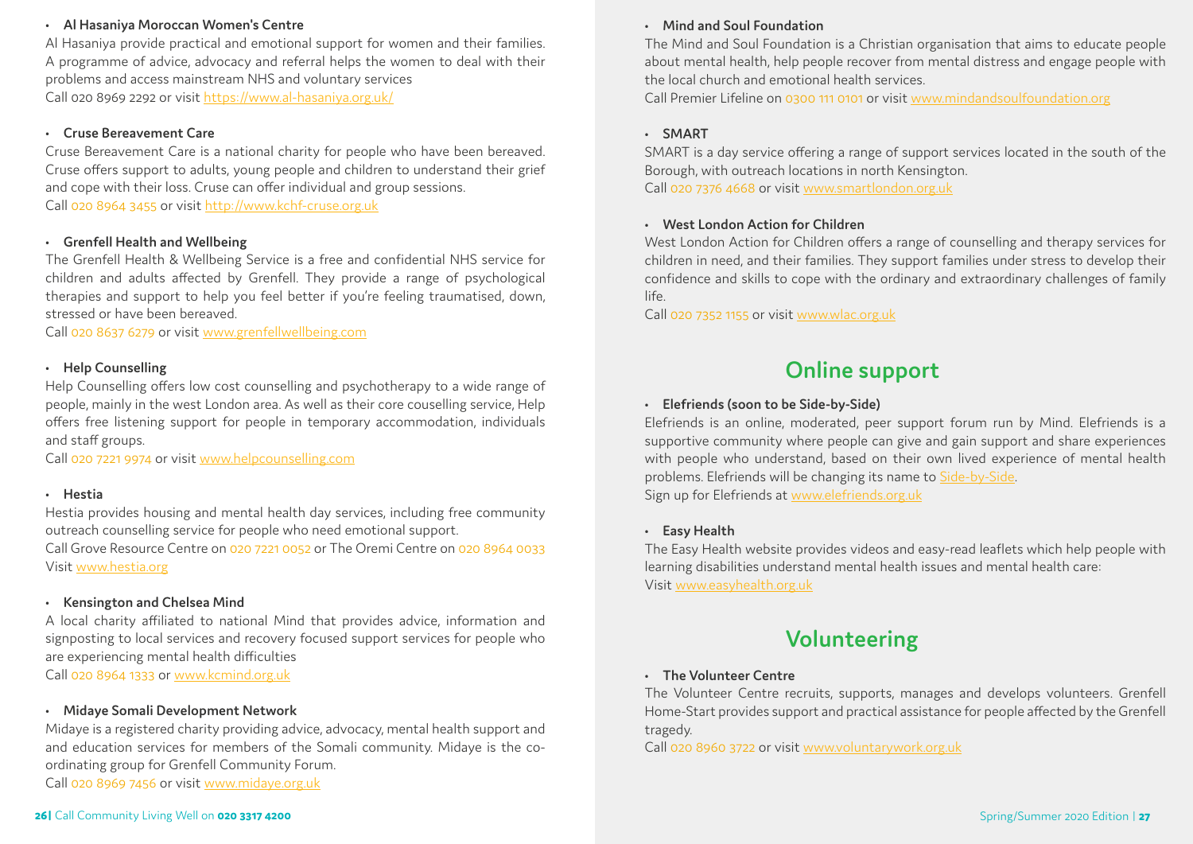- **Al Hasaniya Moroccan Women's Centre**

Al Hasaniya provide practical and emotional support for women and their families. A programme of advice, advocacy and referral helps the women to deal with their problems and access mainstream NHS and voluntary services
Call 020 8969 2292 or visit https://www.al-hasaniya.org.uk/

- **Cruse Bereavement Care**

Cruse Bereavement Care is a national charity for people who have been bereaved. Cruse offers support to adults, young people and children to understand their grief and cope with their loss. Cruse can offer individual and group sessions.
Call 020 8964 3455 or visit http://www.kchf-cruse.org.uk

- **Grenfell Health and Wellbeing**

The Grenfell Health & Wellbeing Service is a free and confidential NHS service for children and adults affected by Grenfell. They provide a range of psychological therapies and support to help you feel better if you're feeling traumatised, down, stressed or have been bereaved.
Call 020 8637 6279 or visit www.grenfellwellbeing.com

- **Help Counselling**

Help Counselling offers low cost counselling and psychotherapy to a wide range of people, mainly in the west London area. As well as their core couselling service, Help offers free listening support for people in temporary accommodation, individuals and staff groups.
Call 020 7221 9974 or visit www.helpcounselling.com

- **Hestia**

Hestia provides housing and mental health day services, including free community outreach counselling service for people who need emotional support.
Call Grove Resource Centre on 020 7221 0052 or The Oremi Centre on 020 8964 0033
Visit www.hestia.org

- **Kensington and Chelsea Mind**

A local charity affiliated to national Mind that provides advice, information and signposting to local services and recovery focused support services for people who are experiencing mental health difficulties
Call 020 8964 1333 or www.kcmind.org.uk

- **Midaye Somali Development Network**

Midaye is a registered charity providing advice, advocacy, mental health support and and education services for members of the Somali community. Midaye is the co-ordinating group for Grenfell Community Forum.
Call 020 8969 7456 or visit www.midaye.org.uk

- **Mind and Soul Foundation**

The Mind and Soul Foundation is a Christian organisation that aims to educate people about mental health, help people recover from mental distress and engage people with the local church and emotional health services.
Call Premier Lifeline on 0300 111 0101 or visit www.mindandsoulfoundation.org

- **SMART**

SMART is a day service offering a range of support services located in the south of the Borough, with outreach locations in north Kensington.
Call 020 7376 4668 or visit www.smartlondon.org.uk

- **West London Action for Children**

West London Action for Children offers a range of counselling and therapy services for children in need, and their families. They support families under stress to develop their confidence and skills to cope with the ordinary and extraordinary challenges of family life.
Call 020 7352 1155 or visit www.wlac.org.uk

## Online support

- **Elefriends (soon to be Side-by-Side)**

Elefriends is an online, moderated, peer support forum run by Mind. Elefriends is a supportive community where people can give and gain support and share experiences with people who understand, based on their own lived experience of mental health problems. Elefriends will be changing its name to Side-by-Side.
Sign up for Elefriends at www.elefriends.org.uk

- **Easy Health**

The Easy Health website provides videos and easy-read leaflets which help people with learning disabilities understand mental health issues and mental health care:
Visit www.easyhealth.org.uk

## Volunteering

- **The Volunteer Centre**

The Volunteer Centre recruits, supports, manages and develops volunteers. Grenfell Home-Start provides support and practical assistance for people affected by the Grenfell tragedy.
Call 020 8960 3722 or visit www.voluntarywork.org.uk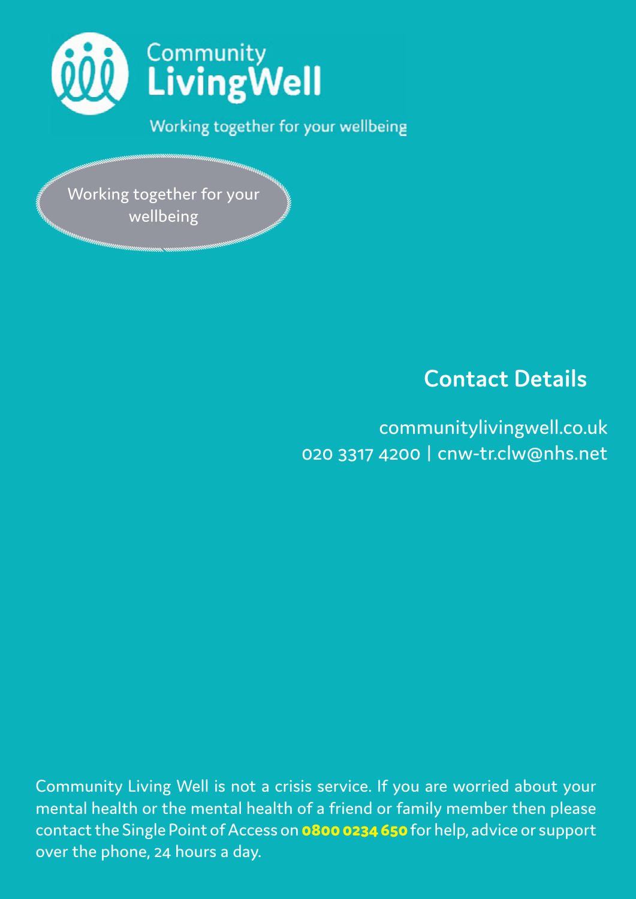Community LivingWell

Working together for your wellbeing

Working together for your wellbeing

## Contact Details

communitylivingwell.co.uk
020 3317 4200 | cnw-tr.clw@nhs.net

Community Living Well is not a crisis service. If you are worried about your mental health or the mental health of a friend or family member then please contact the Single Point of Access on **0800 0234 650** for help, advice or support over the phone, 24 hours a day.